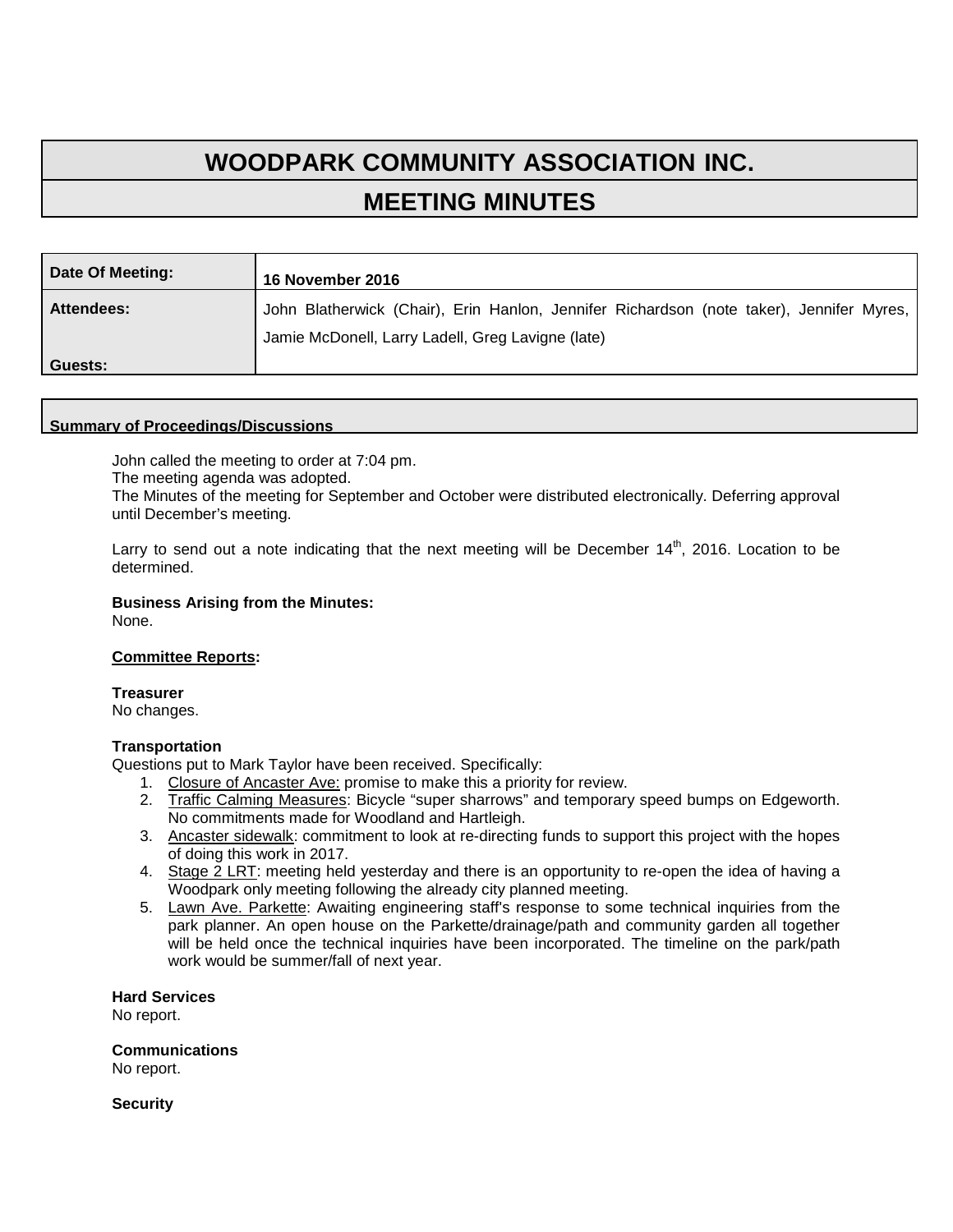# WOODPARK COMMUNITY ASSOCIATION INC.

## MEETING MINUTES

| | |
|---|---|
| **Date Of Meeting:** | **16 November 2016** |
| **Attendees:** | John Blatherwick (Chair), Erin Hanlon, Jennifer Richardson (note taker), Jennifer Myres, Jamie McDonell, Larry Ladell, Greg Lavigne (late) |
| **Guests:** | |

**Summary of Proceedings/Discussions**

John called the meeting to order at 7:04 pm.
The meeting agenda was adopted.
The Minutes of the meeting for September and October were distributed electronically. Deferring approval until December's meeting.

Larry to send out a note indicating that the next meeting will be December 14th, 2016. Location to be determined.

**Business Arising from the Minutes:**
None.

**Committee Reports:**

**Treasurer**
No changes.

**Transportation**
Questions put to Mark Taylor have been received. Specifically:

1. Closure of Ancaster Ave: promise to make this a priority for review.
2. Traffic Calming Measures: Bicycle "super sharrows" and temporary speed bumps on Edgeworth. No commitments made for Woodland and Hartleigh.
3. Ancaster sidewalk: commitment to look at re-directing funds to support this project with the hopes of doing this work in 2017.
4. Stage 2 LRT: meeting held yesterday and there is an opportunity to re-open the idea of having a Woodpark only meeting following the already city planned meeting.
5. Lawn Ave. Parkette: Awaiting engineering staff's response to some technical inquiries from the park planner. An open house on the Parkette/drainage/path and community garden all together will be held once the technical inquiries have been incorporated. The timeline on the park/path work would be summer/fall of next year.

**Hard Services**
No report.

**Communications**
No report.

**Security**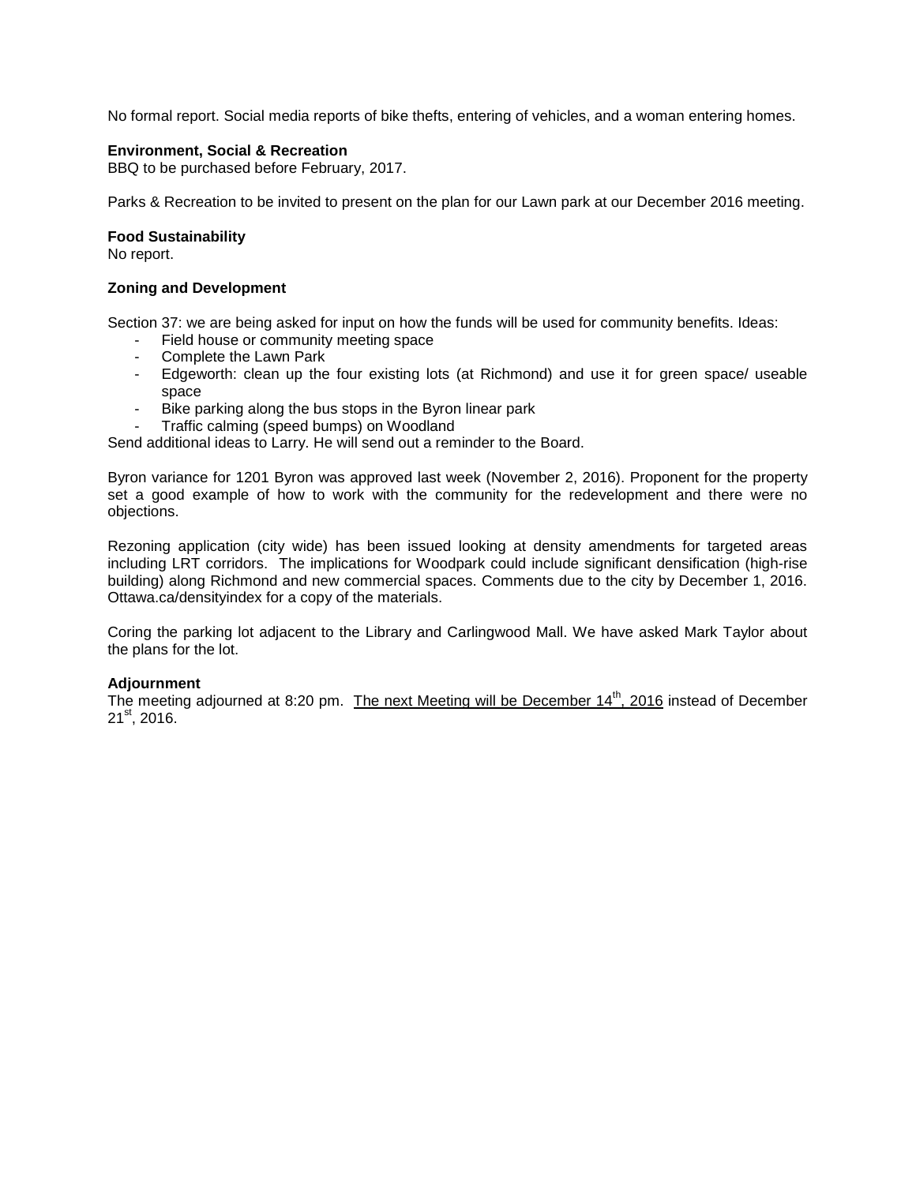No formal report. Social media reports of bike thefts, entering of vehicles, and a woman entering homes.

**Environment, Social & Recreation**
BBQ to be purchased before February, 2017.

Parks & Recreation to be invited to present on the plan for our Lawn park at our December 2016 meeting.

**Food Sustainability**
No report.

**Zoning and Development**

Section 37: we are being asked for input on how the funds will be used for community benefits. Ideas:

- Field house or community meeting space
- Complete the Lawn Park
- Edgeworth: clean up the four existing lots (at Richmond) and use it for green space/ useable space
- Bike parking along the bus stops in the Byron linear park
- Traffic calming (speed bumps) on Woodland

Send additional ideas to Larry. He will send out a reminder to the Board.

Byron variance for 1201 Byron was approved last week (November 2, 2016). Proponent for the property set a good example of how to work with the community for the redevelopment and there were no objections.

Rezoning application (city wide) has been issued looking at density amendments for targeted areas including LRT corridors. The implications for Woodpark could include significant densification (high-rise building) along Richmond and new commercial spaces. Comments due to the city by December 1, 2016. Ottawa.ca/densityindex for a copy of the materials.

Coring the parking lot adjacent to the Library and Carlingwood Mall. We have asked Mark Taylor about the plans for the lot.

**Adjournment**
The meeting adjourned at 8:20 pm. <u>The next Meeting will be December 14th, 2016</u> instead of December 21st, 2016.